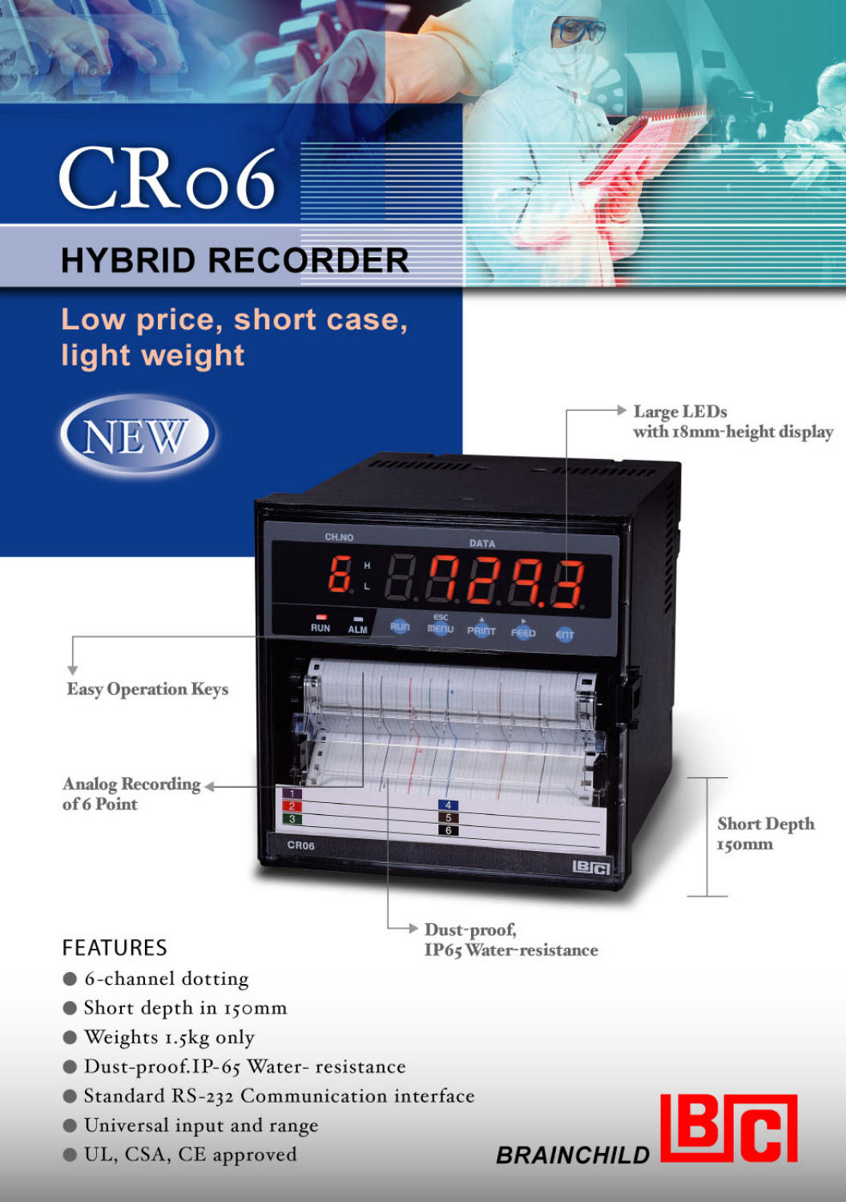# CR06

## HYBRID RECORDER

**Low price, short case, light weight**

NEW

Large LEDs with 18mm-height display

Easy Operation Keys

Analog Recording of 6 Point

Short Depth 150mm

Dust-proof, IP65 Water-resistance

## FEATURES

- 6-channel dotting
- Short depth in 150mm
- Weights 1.5kg only
- Dust-proof.IP-65 Water- resistance
- Standard RS-232 Communication interface
- Universal input and range
- UL, CSA, CE approved

BRAINCHILD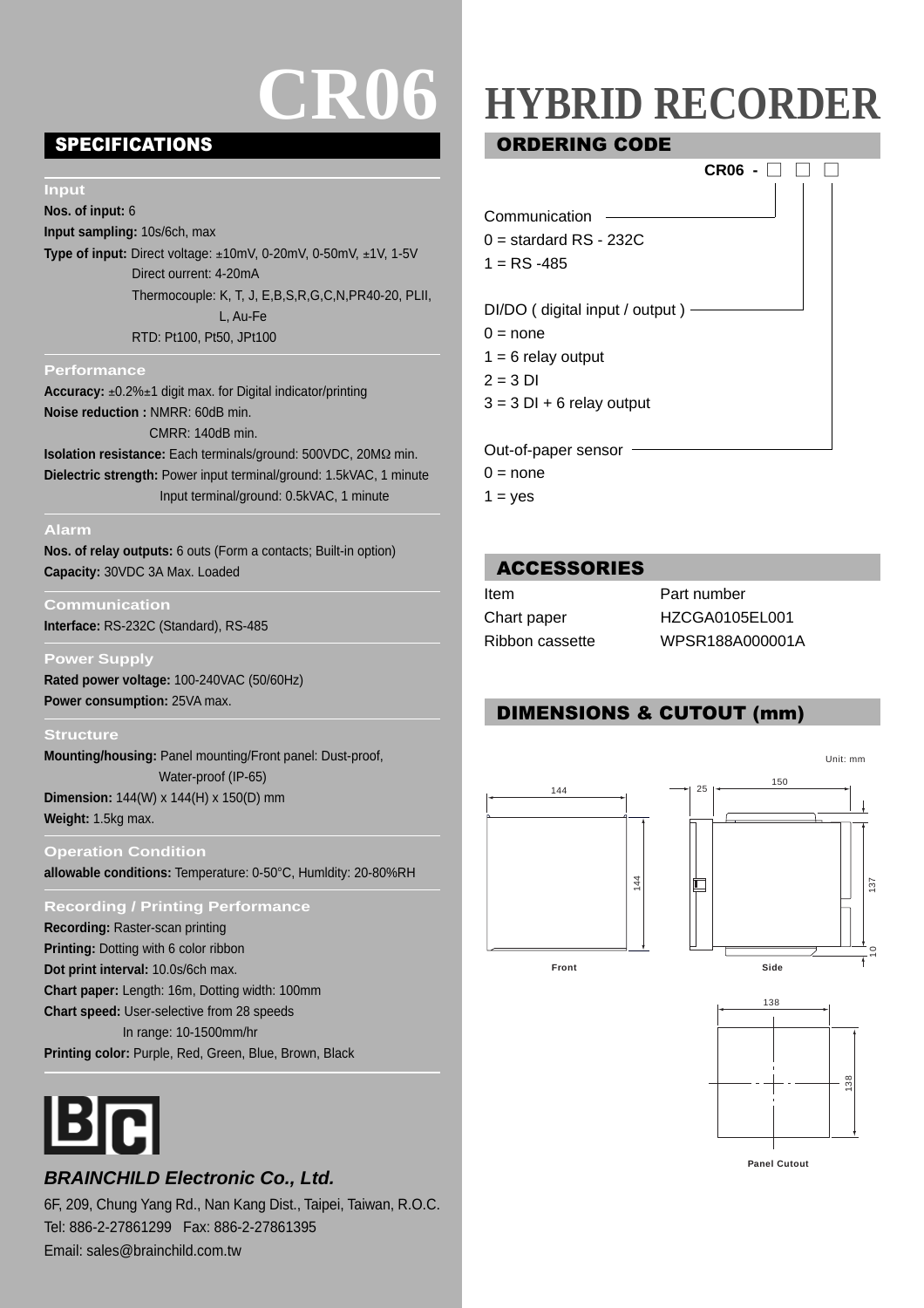# CR06 HYBRID RECORDER

## SPECIFICATIONS

### Input

**Nos. of input:** 6
**Input sampling:** 10s/6ch, max
**Type of input:** Direct voltage: ±10mV, 0-20mV, 0-50mV, ±1V, 1-5V
Direct current: 4-20mA
Thermocouple: K, T, J, E,B,S,R,G,C,N,PR40-20, PLII, L, Au-Fe
RTD: Pt100, Pt50, JPt100

### Performance

**Accuracy:** ±0.2%±1 digit max. for Digital indicator/printing
**Noise reduction :** NMRR: 60dB min.
CMRR: 140dB min.
**Isolation resistance:** Each terminals/ground: 500VDC, 20MΩ min.
**Dielectric strength:** Power input terminal/ground: 1.5kVAC, 1 minute
Input terminal/ground: 0.5kVAC, 1 minute

### Alarm

**Nos. of relay outputs:** 6 outs (Form a contacts; Built-in option)
**Capacity:** 30VDC 3A Max. Loaded

### Communication

**Interface:** RS-232C (Standard), RS-485

### Power Supply

**Rated power voltage:** 100-240VAC (50/60Hz)
**Power consumption:** 25VA max.

### Structure

**Mounting/housing:** Panel mounting/Front panel: Dust-proof, Water-proof (IP-65)
**Dimension:** 144(W) x 144(H) x 150(D) mm
**Weight:** 1.5kg max.

### Operation Condition

**allowable conditions:** Temperature: 0-50°C, Humldity: 20-80%RH

### Recording / Printing Performance

**Recording:** Raster-scan printing
**Printing:** Dotting with 6 color ribbon
**Dot print interval:** 10.0s/6ch max.
**Chart paper:** Length: 16m, Dotting width: 100mm
**Chart speed:** User-selective from 28 speeds
In range: 10-1500mm/hr
**Printing color:** Purple, Red, Green, Blue, Brown, Black

***BRAINCHILD Electronic Co., Ltd.***

6F, 209, Chung Yang Rd., Nan Kang Dist., Taipei, Taiwan, R.O.C.
Tel: 886-2-27861299 Fax: 886-2-27861395
Email: sales@brainchild.com.tw

## ORDERING CODE

**CR06 - □ □ □**

Communication
0 = stardard RS - 232C
1 = RS -485

DI/DO ( digital input / output )
0 = none
1 = 6 relay output
2 = 3 DI
3 = 3 DI + 6 relay output

Out-of-paper sensor
0 = none
1 = yes

## ACCESSORIES

| Item | Part number |
|---|---|
| Chart paper | HZCGA0105EL001 |
| Ribbon cassette | WPSR188A000001A |

## DIMENSIONS & CUTOUT (mm)

Unit: mm

144
144
Front

25
150
137
10
Side

138
138
Panel Cutout